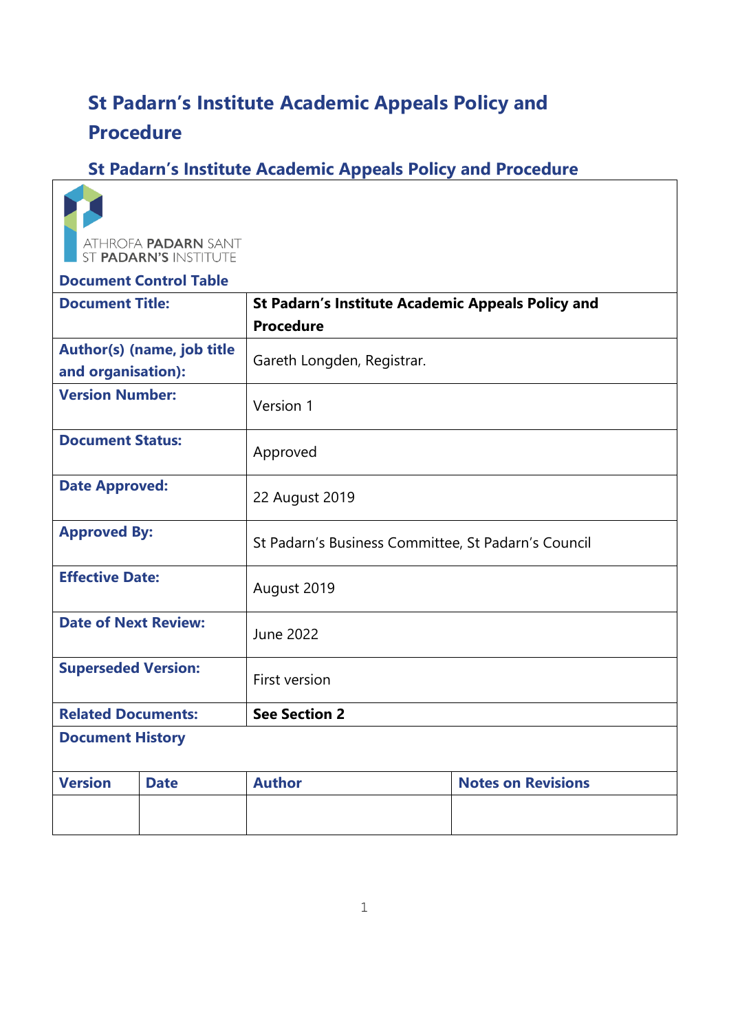# St Padarn's Institute Academic Appeals Policy and Procedure

## St Padarn's Institute Academic Appeals Policy and Procedure

ATHROFA PADARN SANT
ST PADARN'S INSTITUTE

**Document Control Table**

| | |
|---|---|
| **Document Title:** | **St Padarn's Institute Academic Appeals Policy and Procedure** |
| **Author(s) (name, job title and organisation):** | Gareth Longden, Registrar. |
| **Version Number:** | Version 1 |
| **Document Status:** | Approved |
| **Date Approved:** | 22 August 2019 |
| **Approved By:** | St Padarn's Business Committee, St Padarn's Council |
| **Effective Date:** | August 2019 |
| **Date of Next Review:** | June 2022 |
| **Superseded Version:** | First version |
| **Related Documents:** | **See Section 2** |

**Document History**

| Version | Date | Author | Notes on Revisions |
|---|---|---|---|
| | | | |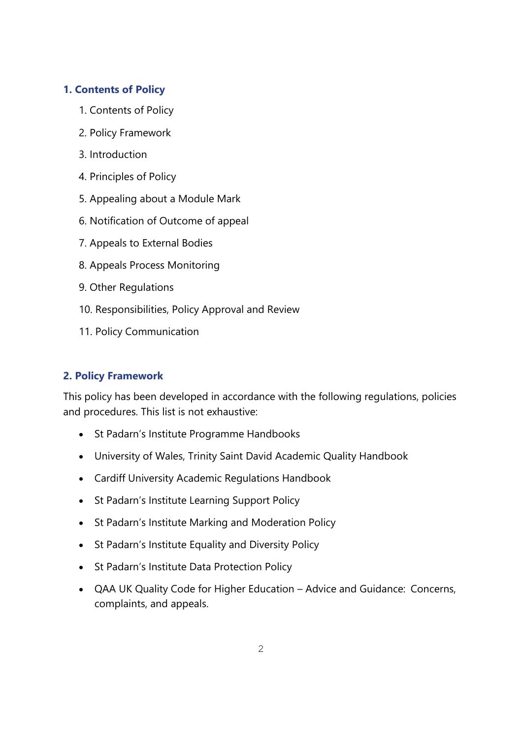## 1. Contents of Policy

1. Contents of Policy
2. Policy Framework
3. Introduction
4. Principles of Policy
5. Appealing about a Module Mark
6. Notification of Outcome of appeal
7. Appeals to External Bodies
8. Appeals Process Monitoring
9. Other Regulations
10. Responsibilities, Policy Approval and Review
11. Policy Communication

## 2. Policy Framework

This policy has been developed in accordance with the following regulations, policies and procedures. This list is not exhaustive:

- St Padarn's Institute Programme Handbooks
- University of Wales, Trinity Saint David Academic Quality Handbook
- Cardiff University Academic Regulations Handbook
- St Padarn's Institute Learning Support Policy
- St Padarn's Institute Marking and Moderation Policy
- St Padarn's Institute Equality and Diversity Policy
- St Padarn's Institute Data Protection Policy
- QAA UK Quality Code for Higher Education – Advice and Guidance: Concerns, complaints, and appeals.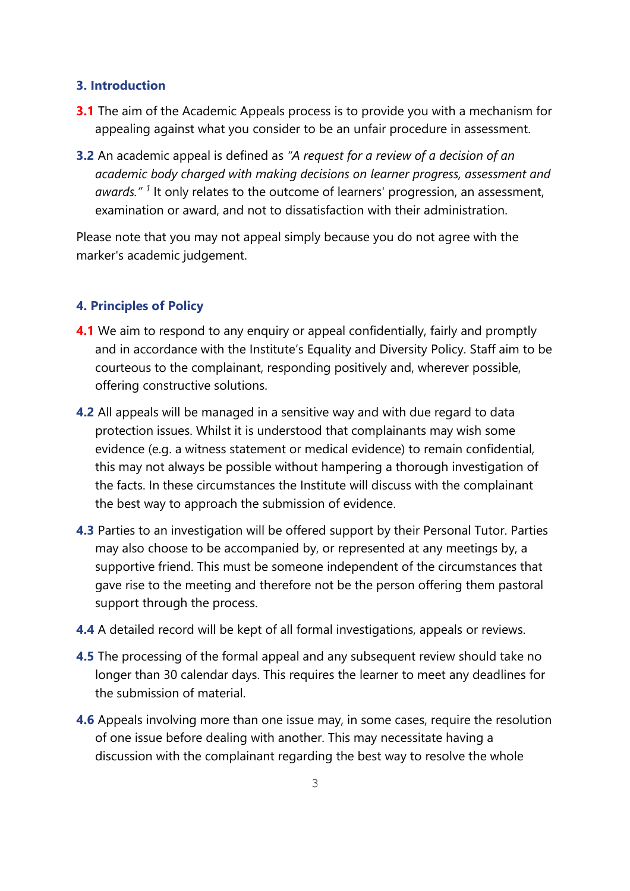## 3. Introduction

**3.1** The aim of the Academic Appeals process is to provide you with a mechanism for appealing against what you consider to be an unfair procedure in assessment.

**3.2** An academic appeal is defined as *"A request for a review of a decision of an academic body charged with making decisions on learner progress, assessment and awards."* [1] It only relates to the outcome of learners' progression, an assessment, examination or award, and not to dissatisfaction with their administration.

Please note that you may not appeal simply because you do not agree with the marker's academic judgement.

## 4. Principles of Policy

**4.1** We aim to respond to any enquiry or appeal confidentially, fairly and promptly and in accordance with the Institute's Equality and Diversity Policy. Staff aim to be courteous to the complainant, responding positively and, wherever possible, offering constructive solutions.

**4.2** All appeals will be managed in a sensitive way and with due regard to data protection issues. Whilst it is understood that complainants may wish some evidence (e.g. a witness statement or medical evidence) to remain confidential, this may not always be possible without hampering a thorough investigation of the facts. In these circumstances the Institute will discuss with the complainant the best way to approach the submission of evidence.

**4.3** Parties to an investigation will be offered support by their Personal Tutor. Parties may also choose to be accompanied by, or represented at any meetings by, a supportive friend. This must be someone independent of the circumstances that gave rise to the meeting and therefore not be the person offering them pastoral support through the process.

**4.4** A detailed record will be kept of all formal investigations, appeals or reviews.

**4.5** The processing of the formal appeal and any subsequent review should take no longer than 30 calendar days. This requires the learner to meet any deadlines for the submission of material.

**4.6** Appeals involving more than one issue may, in some cases, require the resolution of one issue before dealing with another. This may necessitate having a discussion with the complainant regarding the best way to resolve the whole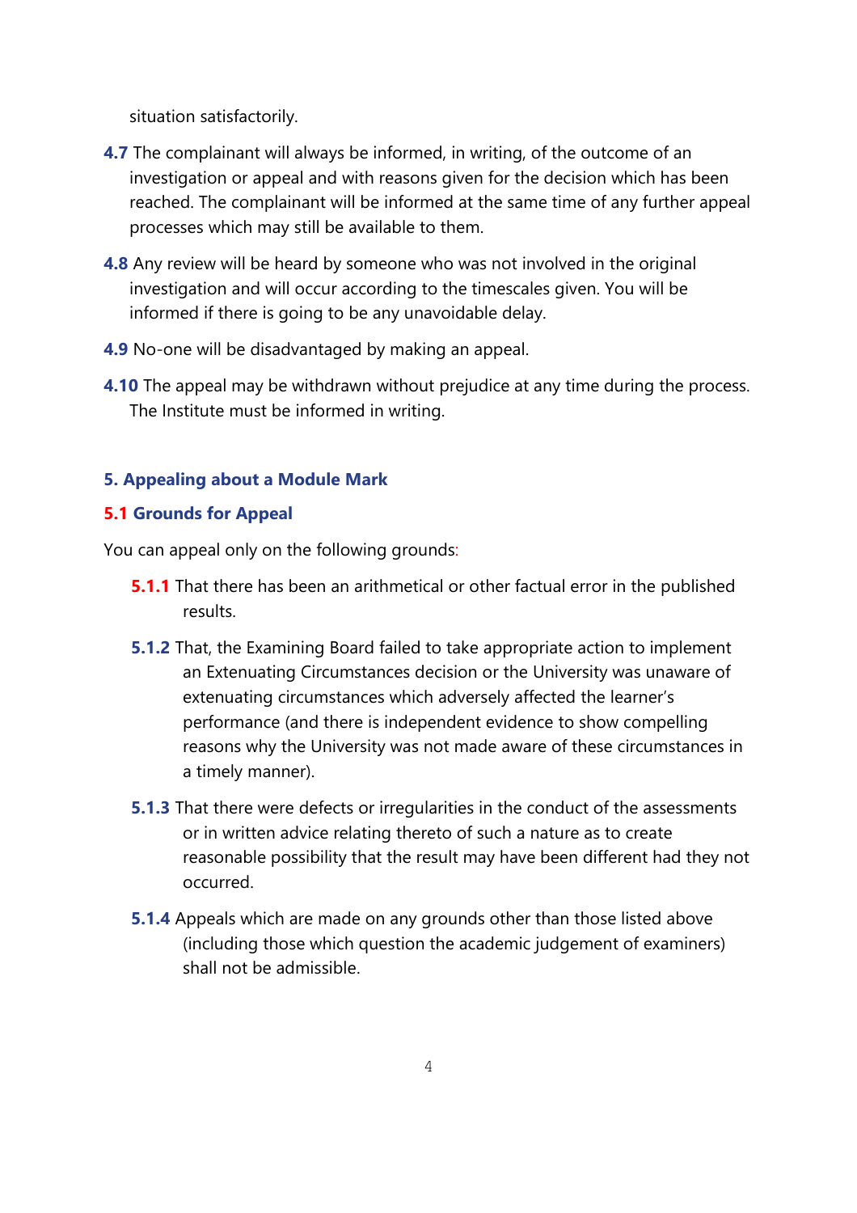situation satisfactorily.

**4.7** The complainant will always be informed, in writing, of the outcome of an investigation or appeal and with reasons given for the decision which has been reached. The complainant will be informed at the same time of any further appeal processes which may still be available to them.

**4.8** Any review will be heard by someone who was not involved in the original investigation and will occur according to the timescales given. You will be informed if there is going to be any unavoidable delay.

**4.9** No-one will be disadvantaged by making an appeal.

**4.10** The appeal may be withdrawn without prejudice at any time during the process. The Institute must be informed in writing.

## 5. Appealing about a Module Mark

### 5.1 Grounds for Appeal

You can appeal only on the following grounds:

**5.1.1** That there has been an arithmetical or other factual error in the published results.

**5.1.2** That, the Examining Board failed to take appropriate action to implement an Extenuating Circumstances decision or the University was unaware of extenuating circumstances which adversely affected the learner's performance (and there is independent evidence to show compelling reasons why the University was not made aware of these circumstances in a timely manner).

**5.1.3** That there were defects or irregularities in the conduct of the assessments or in written advice relating thereto of such a nature as to create reasonable possibility that the result may have been different had they not occurred.

**5.1.4** Appeals which are made on any grounds other than those listed above (including those which question the academic judgement of examiners) shall not be admissible.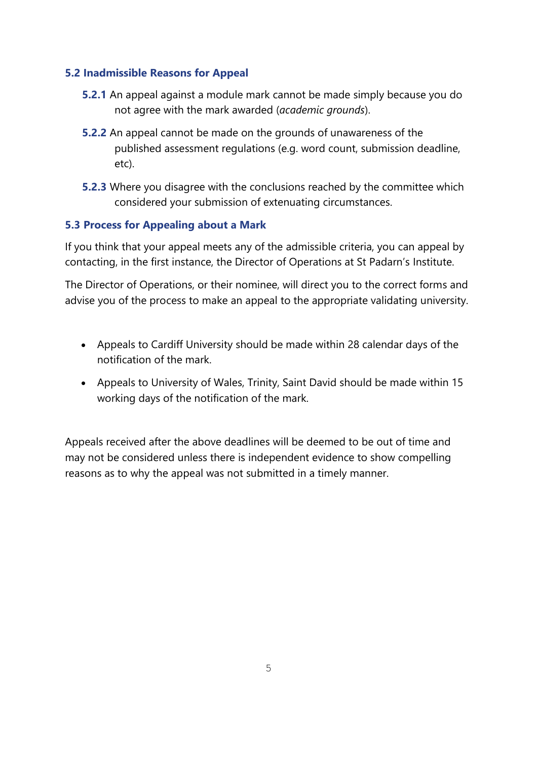### 5.2 Inadmissible Reasons for Appeal

**5.2.1** An appeal against a module mark cannot be made simply because you do not agree with the mark awarded (*academic grounds*).

**5.2.2** An appeal cannot be made on the grounds of unawareness of the published assessment regulations (e.g. word count, submission deadline, etc).

**5.2.3** Where you disagree with the conclusions reached by the committee which considered your submission of extenuating circumstances.

### 5.3 Process for Appealing about a Mark

If you think that your appeal meets any of the admissible criteria, you can appeal by contacting, in the first instance, the Director of Operations at St Padarn's Institute.

The Director of Operations, or their nominee, will direct you to the correct forms and advise you of the process to make an appeal to the appropriate validating university.

- Appeals to Cardiff University should be made within 28 calendar days of the notification of the mark.
- Appeals to University of Wales, Trinity, Saint David should be made within 15 working days of the notification of the mark.

Appeals received after the above deadlines will be deemed to be out of time and may not be considered unless there is independent evidence to show compelling reasons as to why the appeal was not submitted in a timely manner.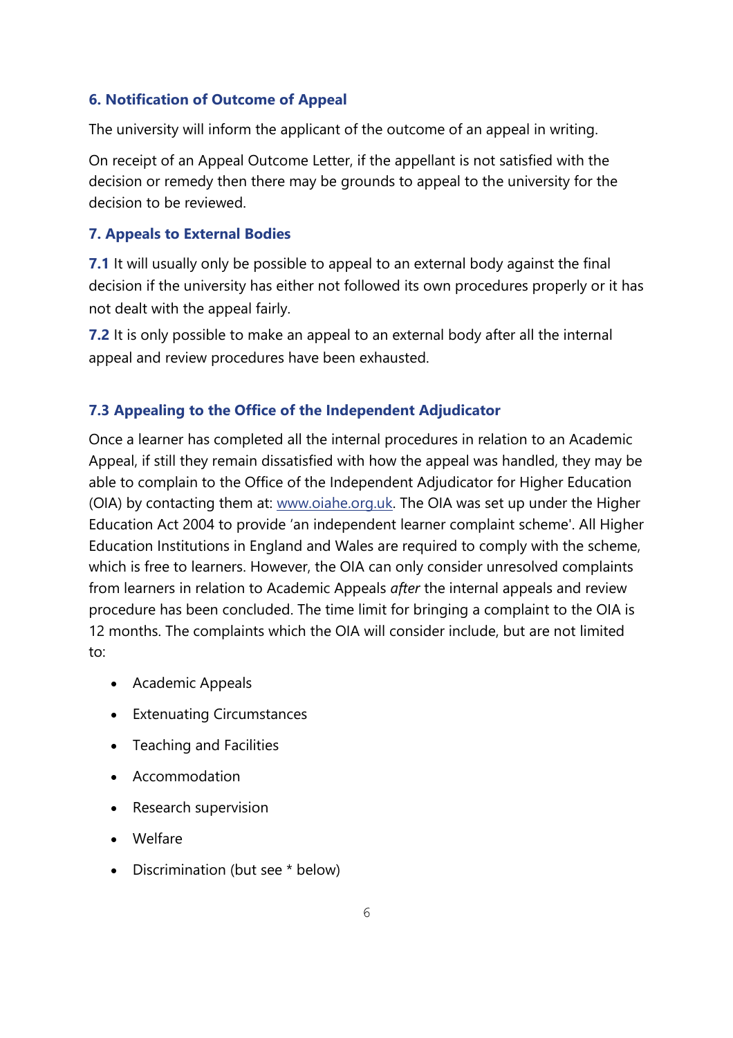## 6. Notification of Outcome of Appeal

The university will inform the applicant of the outcome of an appeal in writing.

On receipt of an Appeal Outcome Letter, if the appellant is not satisfied with the decision or remedy then there may be grounds to appeal to the university for the decision to be reviewed.

## 7. Appeals to External Bodies

**7.1** It will usually only be possible to appeal to an external body against the final decision if the university has either not followed its own procedures properly or it has not dealt with the appeal fairly.

**7.2** It is only possible to make an appeal to an external body after all the internal appeal and review procedures have been exhausted.

### 7.3 Appealing to the Office of the Independent Adjudicator

Once a learner has completed all the internal procedures in relation to an Academic Appeal, if still they remain dissatisfied with how the appeal was handled, they may be able to complain to the Office of the Independent Adjudicator for Higher Education (OIA) by contacting them at: [www.oiahe.org.uk](http://www.oiahe.org.uk). The OIA was set up under the Higher Education Act 2004 to provide 'an independent learner complaint scheme'. All Higher Education Institutions in England and Wales are required to comply with the scheme, which is free to learners. However, the OIA can only consider unresolved complaints from learners in relation to Academic Appeals *after* the internal appeals and review procedure has been concluded. The time limit for bringing a complaint to the OIA is 12 months. The complaints which the OIA will consider include, but are not limited to:

- Academic Appeals
- Extenuating Circumstances
- Teaching and Facilities
- Accommodation
- Research supervision
- Welfare
- Discrimination (but see * below)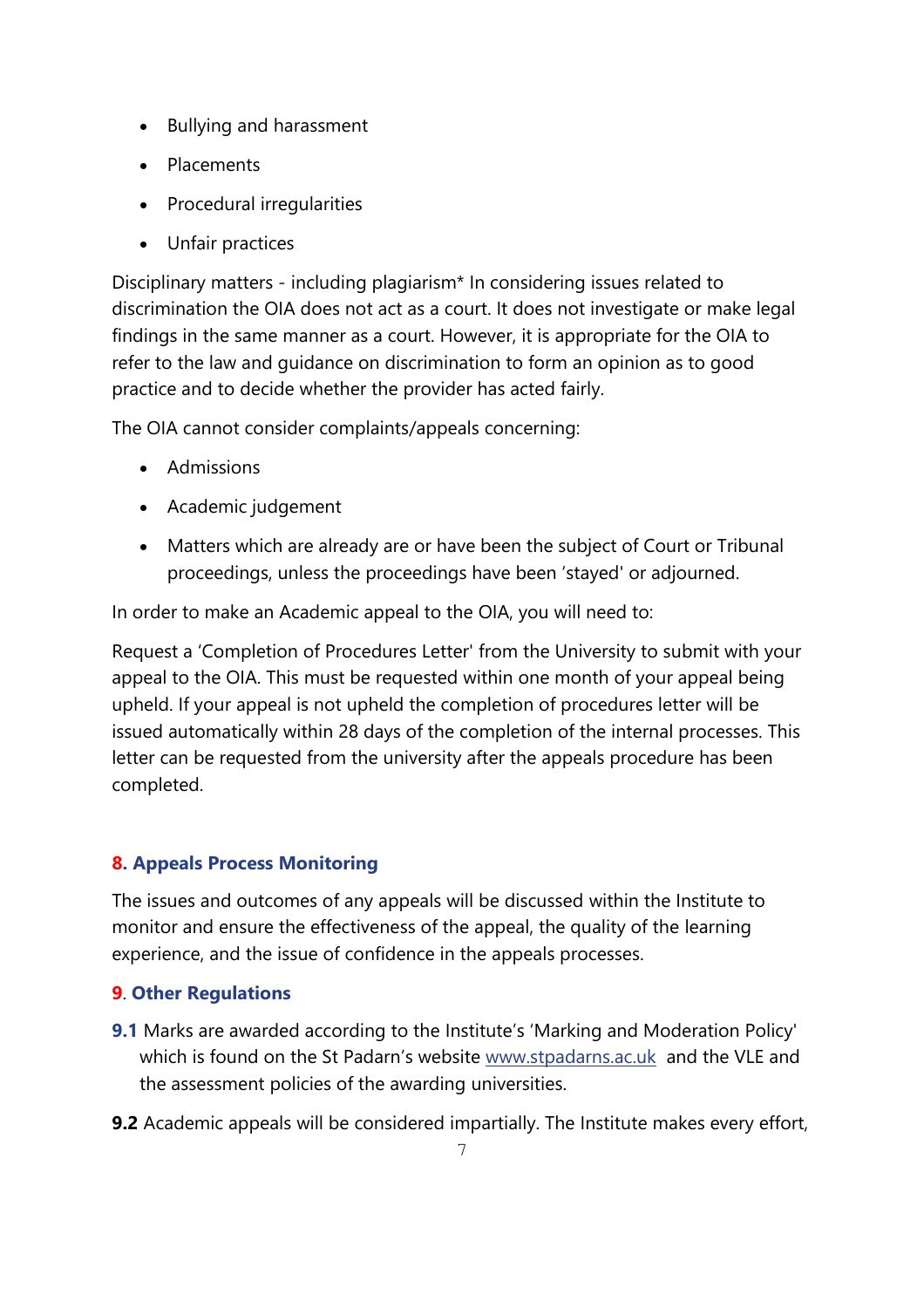- Bullying and harassment
- Placements
- Procedural irregularities
- Unfair practices

Disciplinary matters - including plagiarism* In considering issues related to discrimination the OIA does not act as a court. It does not investigate or make legal findings in the same manner as a court. However, it is appropriate for the OIA to refer to the law and guidance on discrimination to form an opinion as to good practice and to decide whether the provider has acted fairly.

The OIA cannot consider complaints/appeals concerning:

- Admissions
- Academic judgement
- Matters which are already are or have been the subject of Court or Tribunal proceedings, unless the proceedings have been 'stayed' or adjourned.

In order to make an Academic appeal to the OIA, you will need to:

Request a 'Completion of Procedures Letter' from the University to submit with your appeal to the OIA. This must be requested within one month of your appeal being upheld. If your appeal is not upheld the completion of procedures letter will be issued automatically within 28 days of the completion of the internal processes. This letter can be requested from the university after the appeals procedure has been completed.

## 8. Appeals Process Monitoring

The issues and outcomes of any appeals will be discussed within the Institute to monitor and ensure the effectiveness of the appeal, the quality of the learning experience, and the issue of confidence in the appeals processes.

## 9. Other Regulations

**9.1** Marks are awarded according to the Institute's 'Marking and Moderation Policy' which is found on the St Padarn's website [www.stpadarns.ac.uk](http://www.stpadarns.ac.uk) and the VLE and the assessment policies of the awarding universities.

**9.2** Academic appeals will be considered impartially. The Institute makes every effort,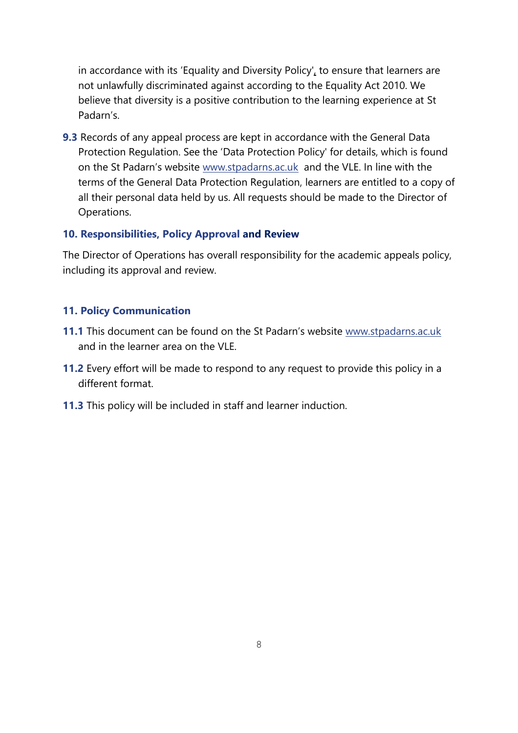in accordance with its 'Equality and Diversity Policy', to ensure that learners are not unlawfully discriminated against according to the Equality Act 2010. We believe that diversity is a positive contribution to the learning experience at St Padarn's.

**9.3** Records of any appeal process are kept in accordance with the General Data Protection Regulation. See the 'Data Protection Policy' for details, which is found on the St Padarn's website www.stpadarns.ac.uk and the VLE. In line with the terms of the General Data Protection Regulation, learners are entitled to a copy of all their personal data held by us. All requests should be made to the Director of Operations.

## 10. Responsibilities, Policy Approval and Review

The Director of Operations has overall responsibility for the academic appeals policy, including its approval and review.

## 11. Policy Communication

**11.1** This document can be found on the St Padarn's website www.stpadarns.ac.uk and in the learner area on the VLE.

**11.2** Every effort will be made to respond to any request to provide this policy in a different format.

**11.3** This policy will be included in staff and learner induction.